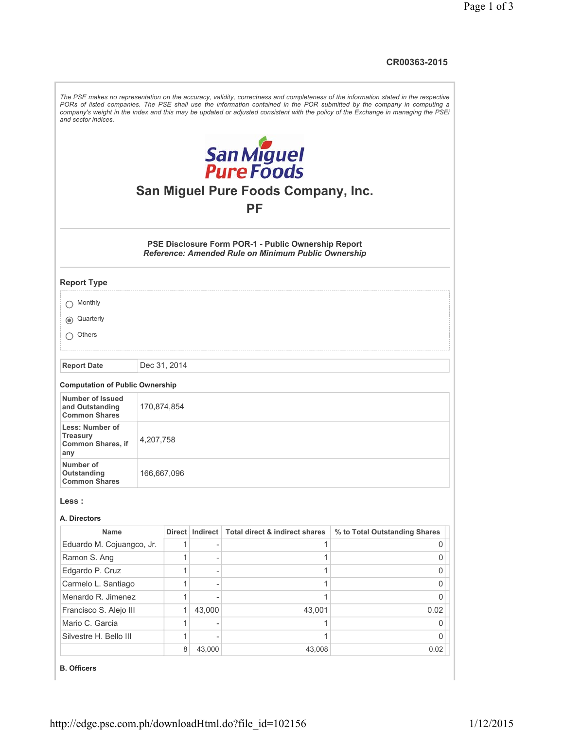CR00363-2015

*The PSE makes no representation on the accuracy, validity, correctness and completeness of the information stated in the respective PORs of listed companies. The PSE shall use the information contained in the POR submitted by the company in computing a company's weight in the index and this may be updated or adjusted consistent with the policy of the Exchange in managing the PSEi and sector indices.*

# San Miguel Pure Foods Company, Inc.

## PF

**PSE Disclosure Form POR-1 - Public Ownership Report**
***Reference: Amended Rule on Minimum Public Ownership***

### Report Type

- ○ Monthly
- ◉ Quarterly
- ○ Others

| **Report Date** | Dec 31, 2014 |
|---|---|

### Computation of Public Ownership

| | |
|---|---|
| **Number of Issued and Outstanding Common Shares** | 170,874,854 |
| **Less: Number of Treasury Common Shares, if any** | 4,207,758 |
| **Number of Outstanding Common Shares** | 166,667,096 |

### Less :

#### A. Directors

| Name | Direct | Indirect | Total direct & indirect shares | % to Total Outstanding Shares |
|---|---|---|---|---|
| Eduardo M. Cojuangco, Jr. | 1 | - | 1 | 0 |
| Ramon S. Ang | 1 | - | 1 | 0 |
| Edgardo P. Cruz | 1 | - | 1 | 0 |
| Carmelo L. Santiago | 1 | - | 1 | 0 |
| Menardo R. Jimenez | 1 | - | 1 | 0 |
| Francisco S. Alejo III | 1 | 43,000 | 43,001 | 0.02 |
| Mario C. Garcia | 1 | - | 1 | 0 |
| Silvestre H. Bello III | 1 | - | 1 | 0 |
| | 8 | 43,000 | 43,008 | 0.02 |

#### B. Officers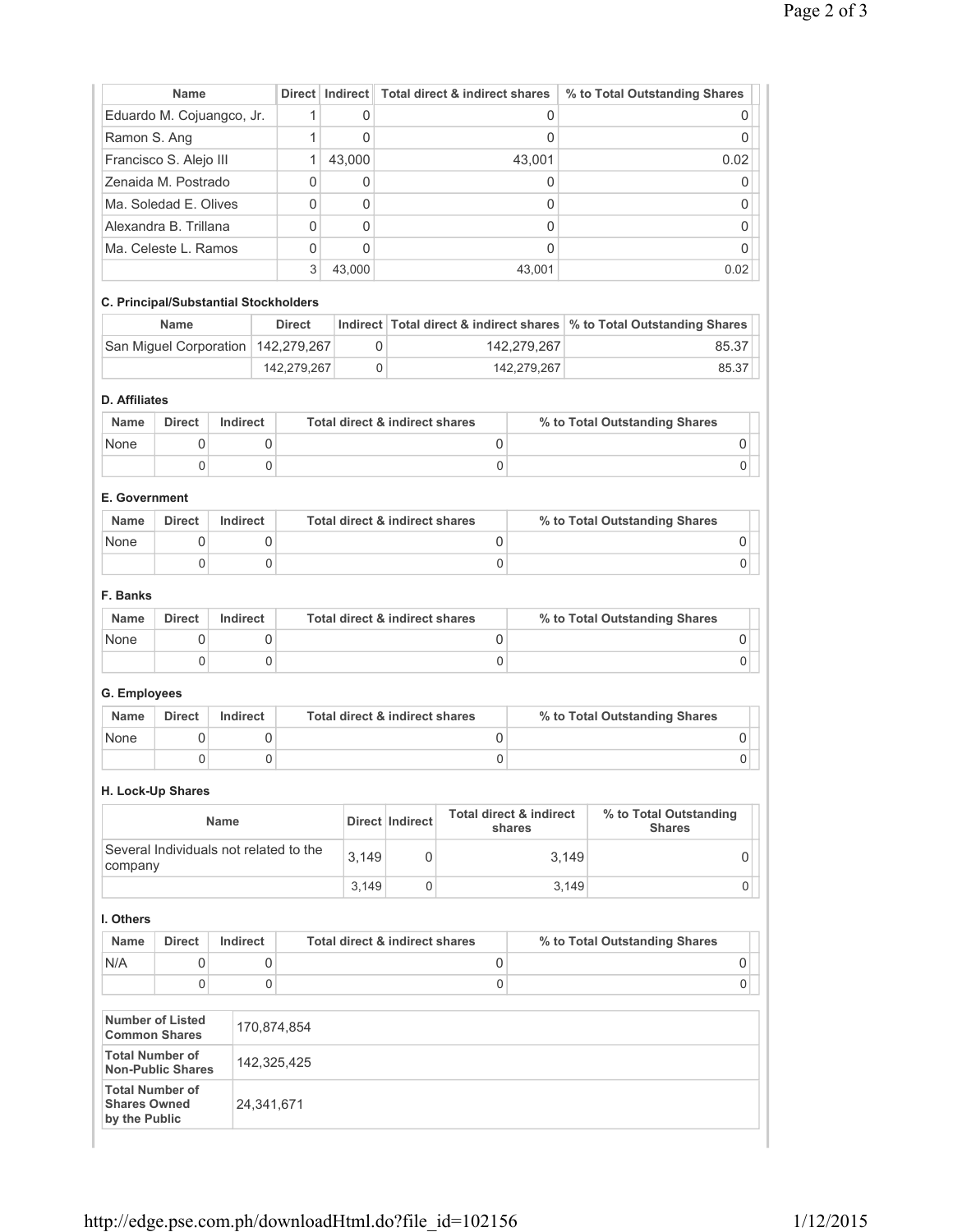| Name | Direct | Indirect | Total direct & indirect shares | % to Total Outstanding Shares |
|---|---|---|---|---|
| Eduardo M. Cojuangco, Jr. | 1 | 0 | 0 | 0 |
| Ramon S. Ang | 1 | 0 | 0 | 0 |
| Francisco S. Alejo III | 1 | 43,000 | 43,001 | 0.02 |
| Zenaida M. Postrado | 0 | 0 | 0 | 0 |
| Ma. Soledad E. Olives | 0 | 0 | 0 | 0 |
| Alexandra B. Trillana | 0 | 0 | 0 | 0 |
| Ma. Celeste L. Ramos | 0 | 0 | 0 | 0 |
| | 3 | 43,000 | 43,001 | 0.02 |

**C. Principal/Substantial Stockholders**

| Name | Direct | Indirect | Total direct & indirect shares | % to Total Outstanding Shares |
|---|---|---|---|---|
| San Miguel Corporation | 142,279,267 | 0 | 142,279,267 | 85.37 |
| | 142,279,267 | 0 | 142,279,267 | 85.37 |

**D. Affiliates**

| Name | Direct | Indirect | Total direct & indirect shares | % to Total Outstanding Shares |
|---|---|---|---|---|
| None | 0 | 0 | 0 | 0 |
| | 0 | 0 | 0 | 0 |

**E. Government**

| Name | Direct | Indirect | Total direct & indirect shares | % to Total Outstanding Shares |
|---|---|---|---|---|
| None | 0 | 0 | 0 | 0 |
| | 0 | 0 | 0 | 0 |

**F. Banks**

| Name | Direct | Indirect | Total direct & indirect shares | % to Total Outstanding Shares |
|---|---|---|---|---|
| None | 0 | 0 | 0 | 0 |
| | 0 | 0 | 0 | 0 |

**G. Employees**

| Name | Direct | Indirect | Total direct & indirect shares | % to Total Outstanding Shares |
|---|---|---|---|---|
| None | 0 | 0 | 0 | 0 |
| | 0 | 0 | 0 | 0 |

**H. Lock-Up Shares**

| Name | Direct | Indirect | Total direct & indirect shares | % to Total Outstanding Shares |
|---|---|---|---|---|
| Several Individuals not related to the company | 3,149 | 0 | 3,149 | 0 |
| | 3,149 | 0 | 3,149 | 0 |

**I. Others**

| Name | Direct | Indirect | Total direct & indirect shares | % to Total Outstanding Shares |
|---|---|---|---|---|
| N/A | 0 | 0 | 0 | 0 |
| | 0 | 0 | 0 | 0 |

| | |
|---|---|
| **Number of Listed Common Shares** | 170,874,854 |
| **Total Number of Non-Public Shares** | 142,325,425 |
| **Total Number of Shares Owned by the Public** | 24,341,671 |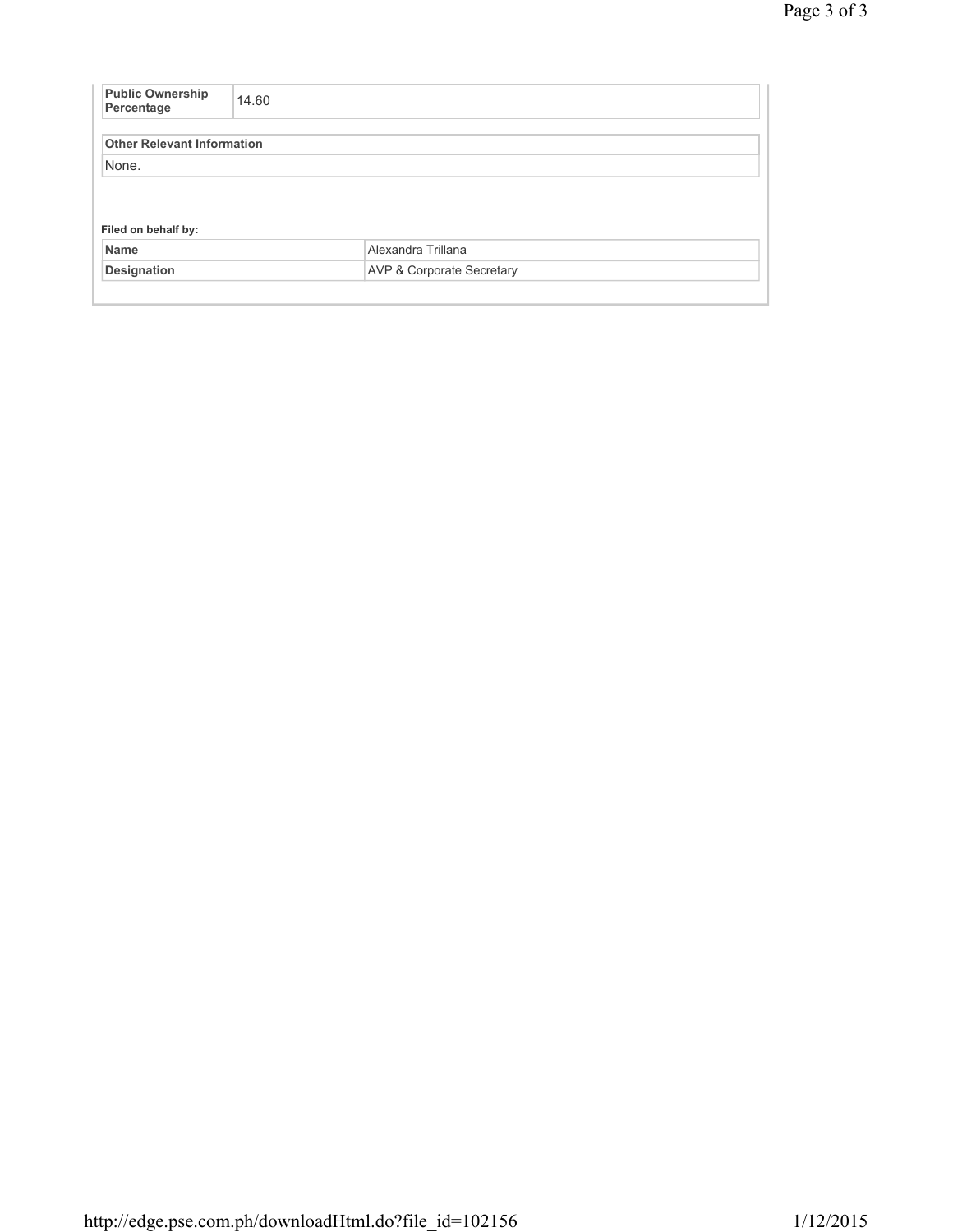| | |
|---|---|
| **Public Ownership Percentage** | 14.60 |

| **Other Relevant Information** |
|---|
| None. |

**Filed on behalf by:**

| | |
|---|---|
| **Name** | Alexandra Trillana |
| **Designation** | AVP & Corporate Secretary |